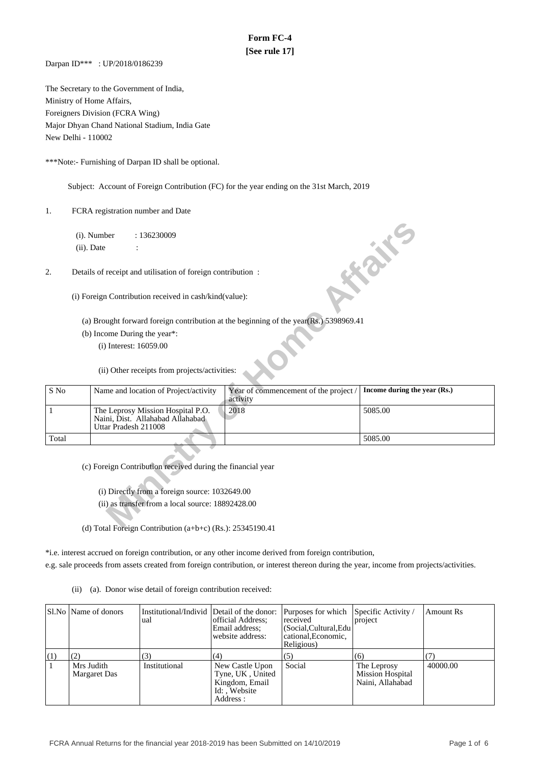# Form FC-4

**[See rule 17]**

Darpan ID*** : UP/2018/0186239

The Secretary to the Government of India,
Ministry of Home Affairs,
Foreigners Division (FCRA Wing)
Major Dhyan Chand National Stadium, India Gate
New Delhi - 110002

***Note:- Furnishing of Darpan ID shall be optional.

Subject: Account of Foreign Contribution (FC) for the year ending on the 31st March, 2019

1. FCRA registration number and Date

   (i). Number : 136230009

   (ii). Date :

2. Details of receipt and utilisation of foreign contribution :

   (i) Foreign Contribution received in cash/kind(value):

   (a) Brought forward foreign contribution at the beginning of the year(Rs.) 5398969.41

   (b) Income During the year*:

   (i) Interest: 16059.00

   (ii) Other receipts from projects/activities:

| S No | Name and location of Project/activity | Year of commencement of the project / activity | Income during the year (Rs.) |
|---|---|---|---|
| 1 | The Leprosy Mission Hospital P.O. Naini, Dist. Allahabad Uttar Pradesh 211008 | 2018 | 5085.00 |
| Total | | | 5085.00 |

   (c) Foreign Contribution received during the financial year

   (i) Directly from a foreign source: 1032649.00

   (ii) as transfer from a local source: 18892428.00

   (d) Total Foreign Contribution (a+b+c) (Rs.): 25345190.41

*i.e. interest accrued on foreign contribution, or any other income derived from foreign contribution, e.g. sale proceeds from assets created from foreign contribution, or interest thereon during the year, income from projects/activities.

   (ii) (a). Donor wise detail of foreign contribution received:

| Sl.No | Name of donors | Institutional/Individual | Detail of the donor: official Address; Email address; website address: | Purposes for which received (Social,Cultural,Educational,Economic, Religious) | Specific Activity / project | Amount Rs |
|---|---|---|---|---|---|---|
| (1) | (2) | (3) | (4) | (5) | (6) | (7) |
| 1 | Mrs Judith Margaret Das | Institutional | New Castle Upon Tyne, UK , United Kingdom, Email Id: , Website Address : | Social | The Leprosy Mission Hospital Naini, Allahabad | 40000.00 |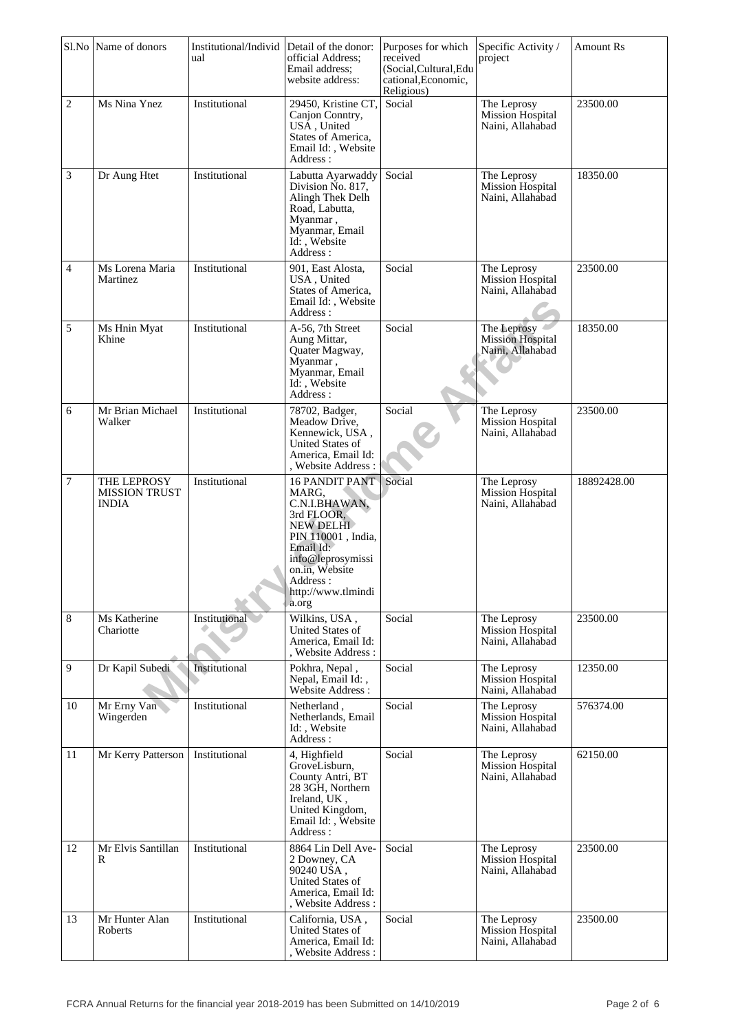| Sl.No | Name of donors | Institutional/Individual | Detail of the donor: official Address; Email address; website address: | Purposes for which received (Social,Cultural,Educational,Economic,Religious) | Specific Activity / project | Amount Rs |
|---|---|---|---|---|---|---|
| 2 | Ms Nina Ynez | Institutional | 29450, Kristine CT, Canjon Conntry, USA , United States of America, Email Id: , Website Address : | Social | The Leprosy Mission Hospital Naini, Allahabad | 23500.00 |
| 3 | Dr Aung Htet | Institutional | Labutta Ayarwaddy Division No. 817, Alingh Thek Delh Road, Labutta, Myanmar , Myanmar, Email Id: , Website Address : | Social | The Leprosy Mission Hospital Naini, Allahabad | 18350.00 |
| 4 | Ms Lorena Maria Martinez | Institutional | 901, East Alosta, USA , United States of America, Email Id: , Website Address : | Social | The Leprosy Mission Hospital Naini, Allahabad | 23500.00 |
| 5 | Ms Hnin Myat Khine | Institutional | A-56, 7th Street Aung Mittar, Quater Magway, Myanmar , Myanmar, Email Id: , Website Address : | Social | The Leprosy Mission Hospital Naini, Allahabad | 18350.00 |
| 6 | Mr Brian Michael Walker | Institutional | 78702, Badger, Meadow Drive, Kennewick, USA , United States of America, Email Id: , Website Address : | Social | The Leprosy Mission Hospital Naini, Allahabad | 23500.00 |
| 7 | THE LEPROSY MISSION TRUST INDIA | Institutional | 16 PANDIT PANT MARG, C.N.I.BHAWAN, 3rd FLOOR, NEW DELHI PIN 110001 , India, Email Id: info@leprosymission.in, Website Address : http://www.tlmindia.org | Social | The Leprosy Mission Hospital Naini, Allahabad | 18892428.00 |
| 8 | Ms Katherine Chariotte | Institutional | Wilkins, USA , United States of America, Email Id: , Website Address : | Social | The Leprosy Mission Hospital Naini, Allahabad | 23500.00 |
| 9 | Dr Kapil Subedi | Institutional | Pokhra, Nepal , Nepal, Email Id: , Website Address : | Social | The Leprosy Mission Hospital Naini, Allahabad | 12350.00 |
| 10 | Mr Erny Van Wingerden | Institutional | Netherland , Netherlands, Email Id: , Website Address : | Social | The Leprosy Mission Hospital Naini, Allahabad | 576374.00 |
| 11 | Mr Kerry Patterson | Institutional | 4, Highfield GroveLisburn, County Antri, BT 28 3GH, Northern Ireland, UK , United Kingdom, Email Id: , Website Address : | Social | The Leprosy Mission Hospital Naini, Allahabad | 62150.00 |
| 12 | Mr Elvis Santillan R | Institutional | 8864 Lin Dell Ave- 2 Downey, CA 90240 USA , United States of America, Email Id: , Website Address : | Social | The Leprosy Mission Hospital Naini, Allahabad | 23500.00 |
| 13 | Mr Hunter Alan Roberts | Institutional | California, USA , United States of America, Email Id: , Website Address : | Social | The Leprosy Mission Hospital Naini, Allahabad | 23500.00 |

FCRA Annual Returns for the financial year 2018-2019 has been Submitted on 14/10/2019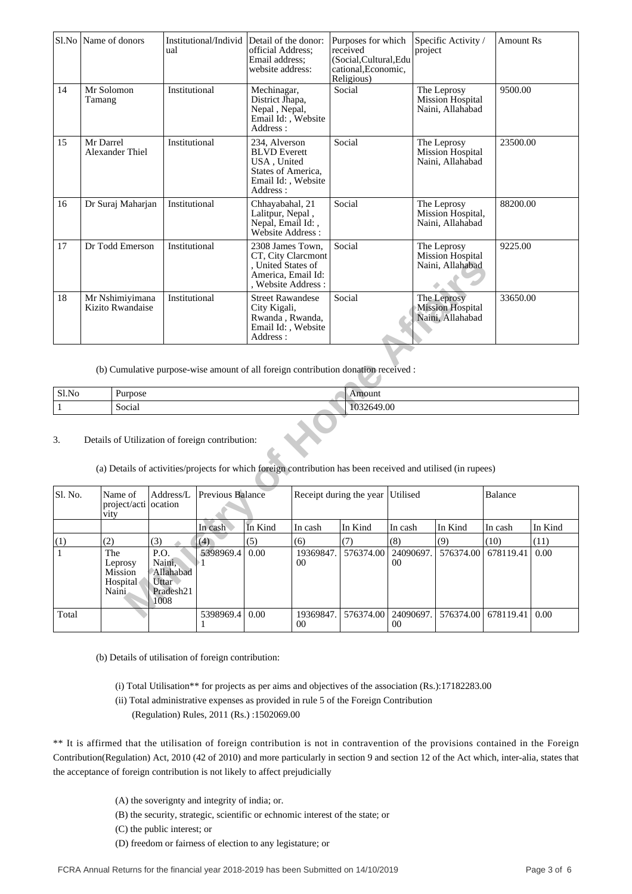| Sl.No | Name of donors | Institutional/Individual | Detail of the donor: official Address; Email address; website address: | Purposes for which received (Social,Cultural,Educational,Economic,Religious) | Specific Activity / project | Amount Rs |
|---|---|---|---|---|---|---|
| 14 | Mr Solomon Tamang | Institutional | Mechinagar, District Jhapa, Nepal , Nepal, Email Id: , Website Address : | Social | The Leprosy Mission Hospital Naini, Allahabad | 9500.00 |
| 15 | Mr Darrel Alexander Thiel | Institutional | 234, Alverson BLVD Everett USA , United States of America, Email Id: , Website Address : | Social | The Leprosy Mission Hospital Naini, Allahabad | 23500.00 |
| 16 | Dr Suraj Maharjan | Institutional | Chhayabahal, 21 Lalitpur, Nepal , Nepal, Email Id: , Website Address : | Social | The Leprosy Mission Hospital, Naini, Allahabad | 88200.00 |
| 17 | Dr Todd Emerson | Institutional | 2308 James Town, CT, City Clarcmont , United States of America, Email Id: , Website Address : | Social | The Leprosy Mission Hospital Naini, Allahabad | 9225.00 |
| 18 | Mr Nshimiyimana Kizito Rwandaise | Institutional | Street Rawandese City Kigali, Rwanda , Rwanda, Email Id: , Website Address : | Social | The Leprosy Mission Hospital Naini, Allahabad | 33650.00 |

(b) Cumulative purpose-wise amount of all foreign contribution donation received :

| Sl.No | Purpose | Amount |
|---|---|---|
| 1 | Social | 1032649.00 |

3. Details of Utilization of foreign contribution:

(a) Details of activities/projects for which foreign contribution has been received and utilised (in rupees)

| Sl. No. | Name of project/activity | Address/Location | Previous Balance | | Receipt during the year | | Utilised | | Balance | |
|---|---|---|---|---|---|---|---|---|---|---|
| | | | In cash | In Kind | In cash | In Kind | In cash | In Kind | In cash | In Kind |
| (1) | (2) | (3) | (4) | (5) | (6) | (7) | (8) | (9) | (10) | (11) |
| 1 | The Leprosy Mission Hospital Naini | P.O. Naini, Allahabad Uttar Pradesh211008 | 5398969.41 | 0.00 | 19369847.00 | 576374.00 | 24090697.00 | 576374.00 | 678119.41 | 0.00 |
| Total | | | 5398969.41 | 0.00 | 19369847.00 | 576374.00 | 24090697.00 | 576374.00 | 678119.41 | 0.00 |

(b) Details of utilisation of foreign contribution:

(i) Total Utilisation** for projects as per aims and objectives of the association (Rs.):17182283.00

(ii) Total administrative expenses as provided in rule 5 of the Foreign Contribution (Regulation) Rules, 2011 (Rs.) :1502069.00

** It is affirmed that the utilisation of foreign contribution is not in contravention of the provisions contained in the Foreign Contribution(Regulation) Act, 2010 (42 of 2010) and more particularly in section 9 and section 12 of the Act which, inter-alia, states that the acceptance of foreign contribution is not likely to affect prejudicially

(A) the soverignty and integrity of india; or.

(B) the security, strategic, scientific or echnomic interest of the state; or

(C) the public interest; or

(D) freedom or fairness of election to any legistature; or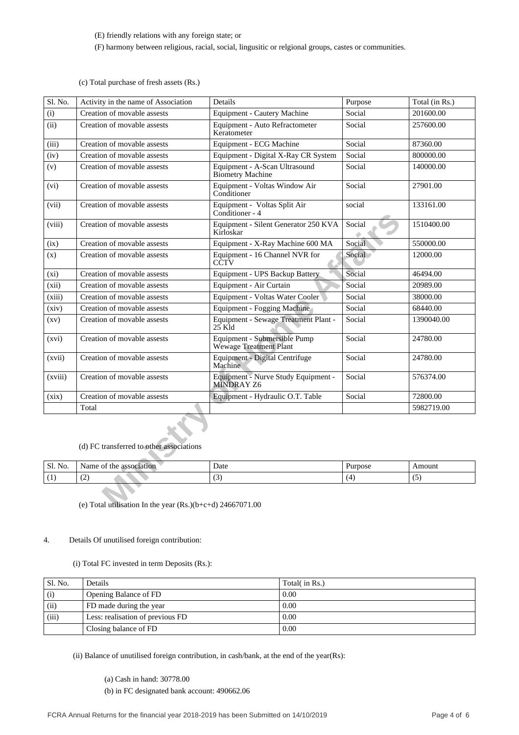(E) friendly relations with any foreign state; or

(F) harmony between religious, racial, social, lingusitic or relgional groups, castes or communities.

(c) Total purchase of fresh assets (Rs.)

| Sl. No. | Activity in the name of Association | Details | Purpose | Total (in Rs.) |
|---|---|---|---|---|
| (i) | Creation of movable assests | Equipment - Cautery Machine | Social | 201600.00 |
| (ii) | Creation of movable assests | Equipment - Auto Refractometer Keratometer | Social | 257600.00 |
| (iii) | Creation of movable assests | Equipment - ECG Machine | Social | 87360.00 |
| (iv) | Creation of movable assests | Equipment - Digital X-Ray CR System | Social | 800000.00 |
| (v) | Creation of movable assests | Equipment - A-Scan Ultrasound Biometry Machine | Social | 140000.00 |
| (vi) | Creation of movable assests | Equipment - Voltas Window Air Conditioner | Social | 27901.00 |
| (vii) | Creation of movable assests | Equipment - Voltas Split Air Conditioner - 4 | social | 133161.00 |
| (viii) | Creation of movable assests | Equipment - Silent Generator 250 KVA Kirloskar | Social | 1510400.00 |
| (ix) | Creation of movable assests | Equipment - X-Ray Machine 600 MA | Social | 550000.00 |
| (x) | Creation of movable assests | Equipment - 16 Channel NVR for CCTV | Social | 12000.00 |
| (xi) | Creation of movable assests | Equipment - UPS Backup Battery | Social | 46494.00 |
| (xii) | Creation of movable assests | Equipment - Air Curtain | Social | 20989.00 |
| (xiii) | Creation of movable assests | Equipment - Voltas Water Cooler | Social | 38000.00 |
| (xiv) | Creation of movable assests | Equipment - Fogging Machine | Social | 68440.00 |
| (xv) | Creation of movable assests | Equipment - Sewage Treatment Plant - 25 Kld | Social | 1390040.00 |
| (xvi) | Creation of movable assests | Equipment - Submersible Pump Wewage Treatment Plant | Social | 24780.00 |
| (xvii) | Creation of movable assests | Equipment - Digital Centrifuge Machine | Social | 24780.00 |
| (xviii) | Creation of movable assests | Equipment - Nurve Study Equipment - MINDRAY Z6 | Social | 576374.00 |
| (xix) | Creation of movable assests | Equipment - Hydraulic O.T. Table | Social | 72800.00 |
| | Total | | | 5982719.00 |

(d) FC transferred to other associations

| Sl. No. | Name of the association | Date | Purpose | Amount |
|---|---|---|---|---|
| (1) | (2) | (3) | (4) | (5) |

(e) Total utilisation In the year (Rs.)(b+c+d) 24667071.00

4. Details Of unutilised foreign contribution:

(i) Total FC invested in term Deposits (Rs.):

| Sl. No. | Details | Total( in Rs.) |
|---|---|---|
| (i) | Opening Balance of FD | 0.00 |
| (ii) | FD made during the year | 0.00 |
| (iii) | Less: realisation of previous FD | 0.00 |
| | Closing balance of FD | 0.00 |

(ii) Balance of unutilised foreign contribution, in cash/bank, at the end of the year(Rs):

(a) Cash in hand: 30778.00

(b) in FC designated bank account: 490662.06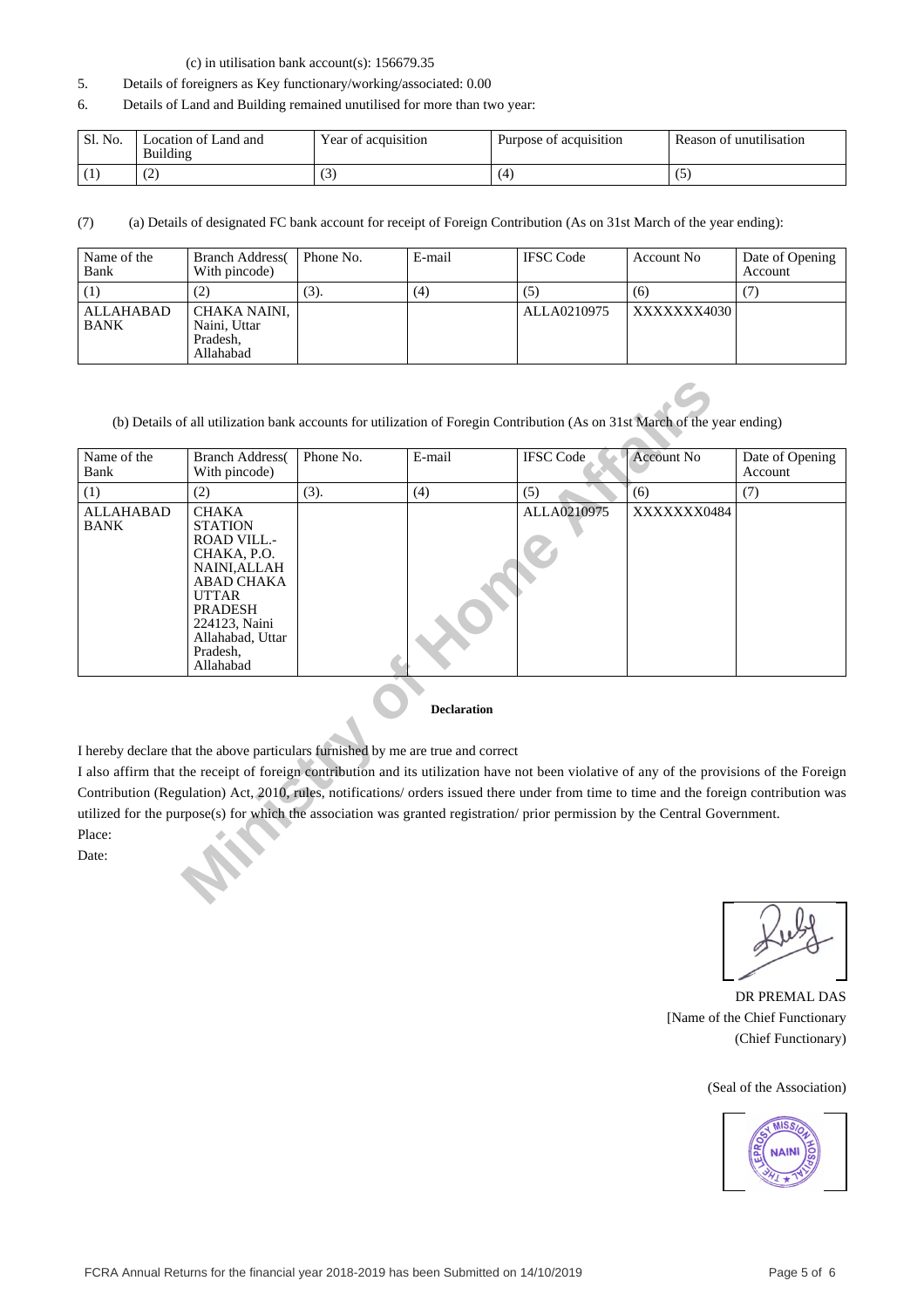(c) in utilisation bank account(s): 156679.35

5. Details of foreigners as Key functionary/working/associated: 0.00

6. Details of Land and Building remained unutilised for more than two year:

| Sl. No. | Location of Land and Building | Year of acquisition | Purpose of acquisition | Reason of unutilisation |
|---|---|---|---|---|
| (1) | (2) | (3) | (4) | (5) |

(7) (a) Details of designated FC bank account for receipt of Foreign Contribution (As on 31st March of the year ending):

| Name of the Bank | Branch Address( With pincode) | Phone No. | E-mail | IFSC Code | Account No | Date of Opening Account |
|---|---|---|---|---|---|---|
| (1) | (2) | (3). | (4) | (5) | (6) | (7) |
| ALLAHABAD BANK | CHAKA NAINI, Naini, Uttar Pradesh, Allahabad | | | ALLA0210975 | XXXXXXX4030 | |

(b) Details of all utilization bank accounts for utilization of Foregin Contribution (As on 31st March of the year ending)

| Name of the Bank | Branch Address( With pincode) | Phone No. | E-mail | IFSC Code | Account No | Date of Opening Account |
|---|---|---|---|---|---|---|
| (1) | (2) | (3). | (4) | (5) | (6) | (7) |
| ALLAHABAD BANK | CHAKA STATION ROAD VILL.- CHAKA, P.O. NAINI,ALLAH ABAD CHAKA UTTAR PRADESH 224123, Naini Allahabad, Uttar Pradesh, Allahabad | | | ALLA0210975 | XXXXXXX0484 | |

**Declaration**

I hereby declare that the above particulars furnished by me are true and correct

I also affirm that the receipt of foreign contribution and its utilization have not been violative of any of the provisions of the Foreign Contribution (Regulation) Act, 2010, rules, notifications/ orders issued there under from time to time and the foreign contribution was utilized for the purpose(s) for which the association was granted registration/ prior permission by the Central Government.

Place:

Date:

DR PREMAL DAS
[Name of the Chief Functionary
(Chief Functionary)

(Seal of the Association)

FCRA Annual Returns for the financial year 2018-2019 has been Submitted on 14/10/2019